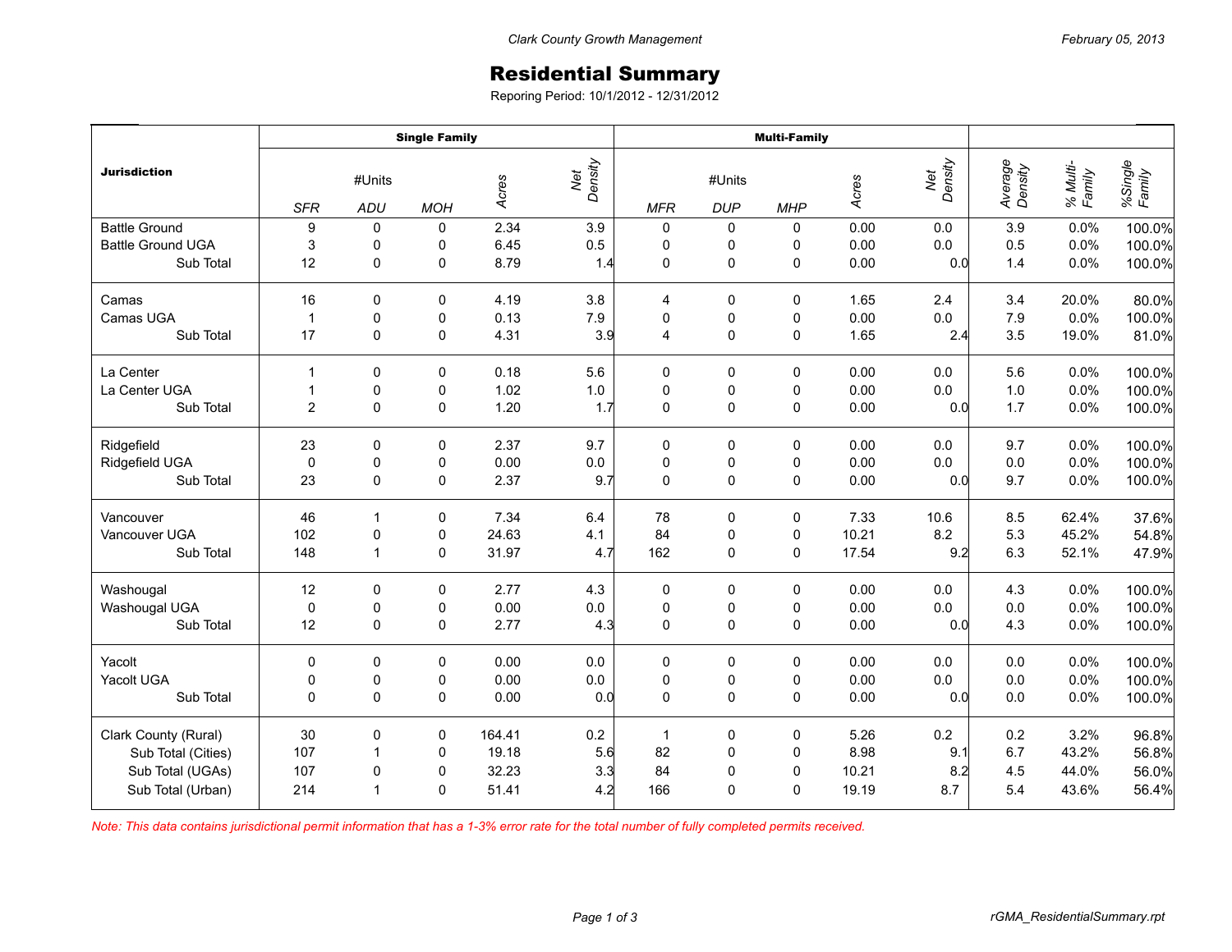# Residential Summary

Reporing Period: 10/1/2012 - 12/31/2012

| Jurisdiction | Single Family | | | | | Multi-Family | | | | | | | |
|---|---|---|---|---|---|---|---|---|---|---|---|---|---|
| | #Units | | | Acres | Net Density | #Units | | | Acres | Net Density | Average Density | % Multi-Family | %Single Family |
| | SFR | ADU | MOH | | | MFR | DUP | MHP | | | | | |
| Battle Ground | 9 | 0 | 0 | 2.34 | 3.9 | 0 | 0 | 0 | 0.00 | 0.0 | 3.9 | 0.0% | 100.0% |
| Battle Ground UGA | 3 | 0 | 0 | 6.45 | 0.5 | 0 | 0 | 0 | 0.00 | 0.0 | 0.5 | 0.0% | 100.0% |
| Sub Total | 12 | 0 | 0 | 8.79 | 1.4 | 0 | 0 | 0 | 0.00 | 0.0 | 1.4 | 0.0% | 100.0% |
| Camas | 16 | 0 | 0 | 4.19 | 3.8 | 4 | 0 | 0 | 1.65 | 2.4 | 3.4 | 20.0% | 80.0% |
| Camas UGA | 1 | 0 | 0 | 0.13 | 7.9 | 0 | 0 | 0 | 0.00 | 0.0 | 7.9 | 0.0% | 100.0% |
| Sub Total | 17 | 0 | 0 | 4.31 | 3.9 | 4 | 0 | 0 | 1.65 | 2.4 | 3.5 | 19.0% | 81.0% |
| La Center | 1 | 0 | 0 | 0.18 | 5.6 | 0 | 0 | 0 | 0.00 | 0.0 | 5.6 | 0.0% | 100.0% |
| La Center UGA | 1 | 0 | 0 | 1.02 | 1.0 | 0 | 0 | 0 | 0.00 | 0.0 | 1.0 | 0.0% | 100.0% |
| Sub Total | 2 | 0 | 0 | 1.20 | 1.7 | 0 | 0 | 0 | 0.00 | 0.0 | 1.7 | 0.0% | 100.0% |
| Ridgefield | 23 | 0 | 0 | 2.37 | 9.7 | 0 | 0 | 0 | 0.00 | 0.0 | 9.7 | 0.0% | 100.0% |
| Ridgefield UGA | 0 | 0 | 0 | 0.00 | 0.0 | 0 | 0 | 0 | 0.00 | 0.0 | 0.0 | 0.0% | 100.0% |
| Sub Total | 23 | 0 | 0 | 2.37 | 9.7 | 0 | 0 | 0 | 0.00 | 0.0 | 9.7 | 0.0% | 100.0% |
| Vancouver | 46 | 1 | 0 | 7.34 | 6.4 | 78 | 0 | 0 | 7.33 | 10.6 | 8.5 | 62.4% | 37.6% |
| Vancouver UGA | 102 | 0 | 0 | 24.63 | 4.1 | 84 | 0 | 0 | 10.21 | 8.2 | 5.3 | 45.2% | 54.8% |
| Sub Total | 148 | 1 | 0 | 31.97 | 4.7 | 162 | 0 | 0 | 17.54 | 9.2 | 6.3 | 52.1% | 47.9% |
| Washougal | 12 | 0 | 0 | 2.77 | 4.3 | 0 | 0 | 0 | 0.00 | 0.0 | 4.3 | 0.0% | 100.0% |
| Washougal UGA | 0 | 0 | 0 | 0.00 | 0.0 | 0 | 0 | 0 | 0.00 | 0.0 | 0.0 | 0.0% | 100.0% |
| Sub Total | 12 | 0 | 0 | 2.77 | 4.3 | 0 | 0 | 0 | 0.00 | 0.0 | 4.3 | 0.0% | 100.0% |
| Yacolt | 0 | 0 | 0 | 0.00 | 0.0 | 0 | 0 | 0 | 0.00 | 0.0 | 0.0 | 0.0% | 100.0% |
| Yacolt UGA | 0 | 0 | 0 | 0.00 | 0.0 | 0 | 0 | 0 | 0.00 | 0.0 | 0.0 | 0.0% | 100.0% |
| Sub Total | 0 | 0 | 0 | 0.00 | 0.0 | 0 | 0 | 0 | 0.00 | 0.0 | 0.0 | 0.0% | 100.0% |
| Clark County (Rural) | 30 | 0 | 0 | 164.41 | 0.2 | 1 | 0 | 0 | 5.26 | 0.2 | 0.2 | 3.2% | 96.8% |
| Sub Total (Cities) | 107 | 1 | 0 | 19.18 | 5.6 | 82 | 0 | 0 | 8.98 | 9.1 | 6.7 | 43.2% | 56.8% |
| Sub Total (UGAs) | 107 | 0 | 0 | 32.23 | 3.3 | 84 | 0 | 0 | 10.21 | 8.2 | 4.5 | 44.0% | 56.0% |
| Sub Total (Urban) | 214 | 1 | 0 | 51.41 | 4.2 | 166 | 0 | 0 | 19.19 | 8.7 | 5.4 | 43.6% | 56.4% |

*Note: This data contains jurisdictional permit information that has a 1-3% error rate for the total number of fully completed permits received.*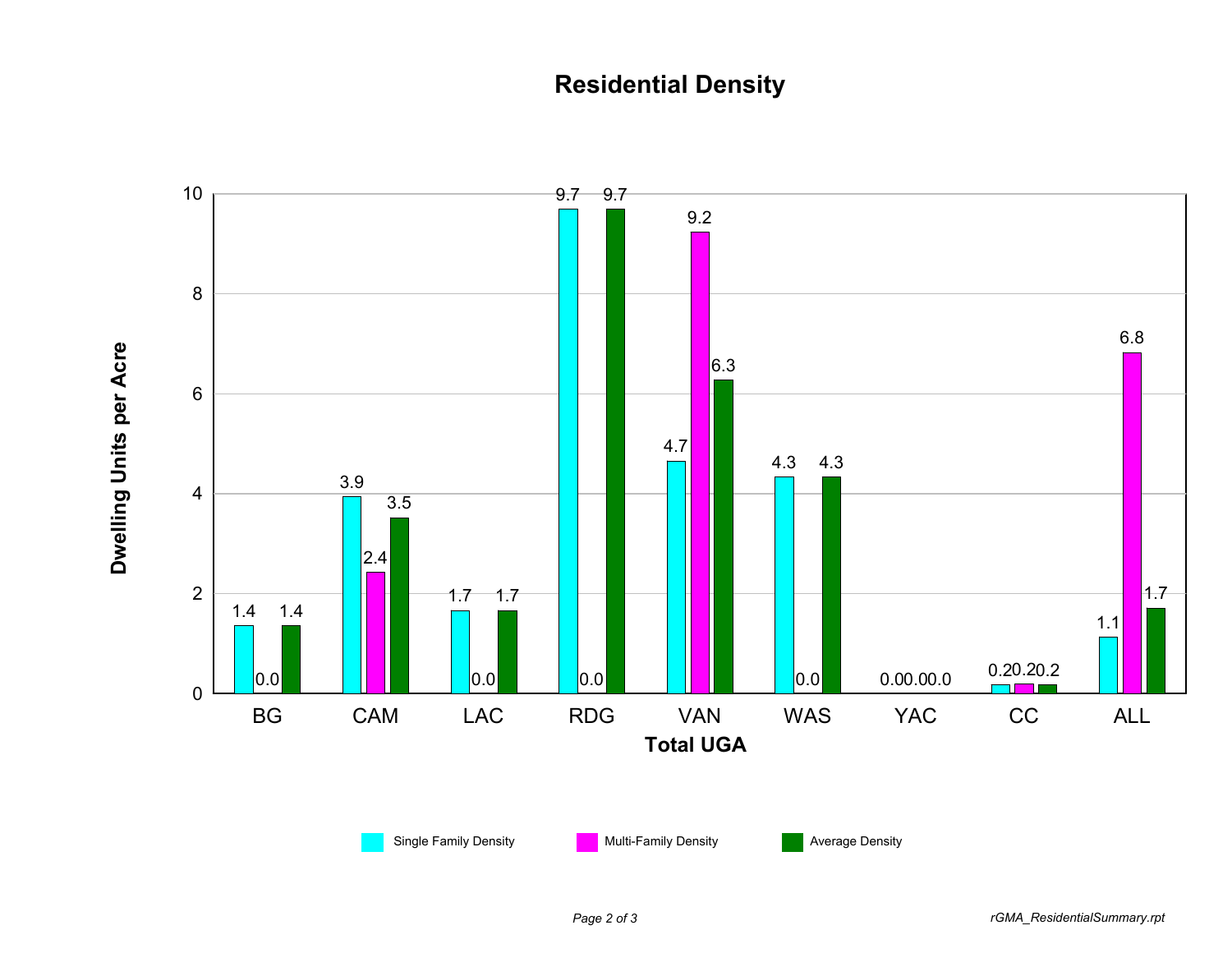# Residential Density

| Total UGA | Single Family Density | Multi-Family Density | Average Density |
|---|---|---|---|
| BG | 1.4 | 0.0 | 1.4 |
| CAM | 3.9 | 2.4 | 3.5 |
| LAC | 1.7 | 0.0 | 1.7 |
| RDG | 9.7 | 0.0 | 9.7 |
| VAN | 4.7 | 9.2 | 6.3 |
| WAS | 4.3 | 0.0 | 4.3 |
| YAC | 0.0 | 0.0 | 0.0 |
| CC | 0.2 | 0.2 | 0.2 |
| ALL | 1.1 | 6.8 | 1.7 |

Dwelling Units per Acre

*rGMA_ResidentialSummary.rpt*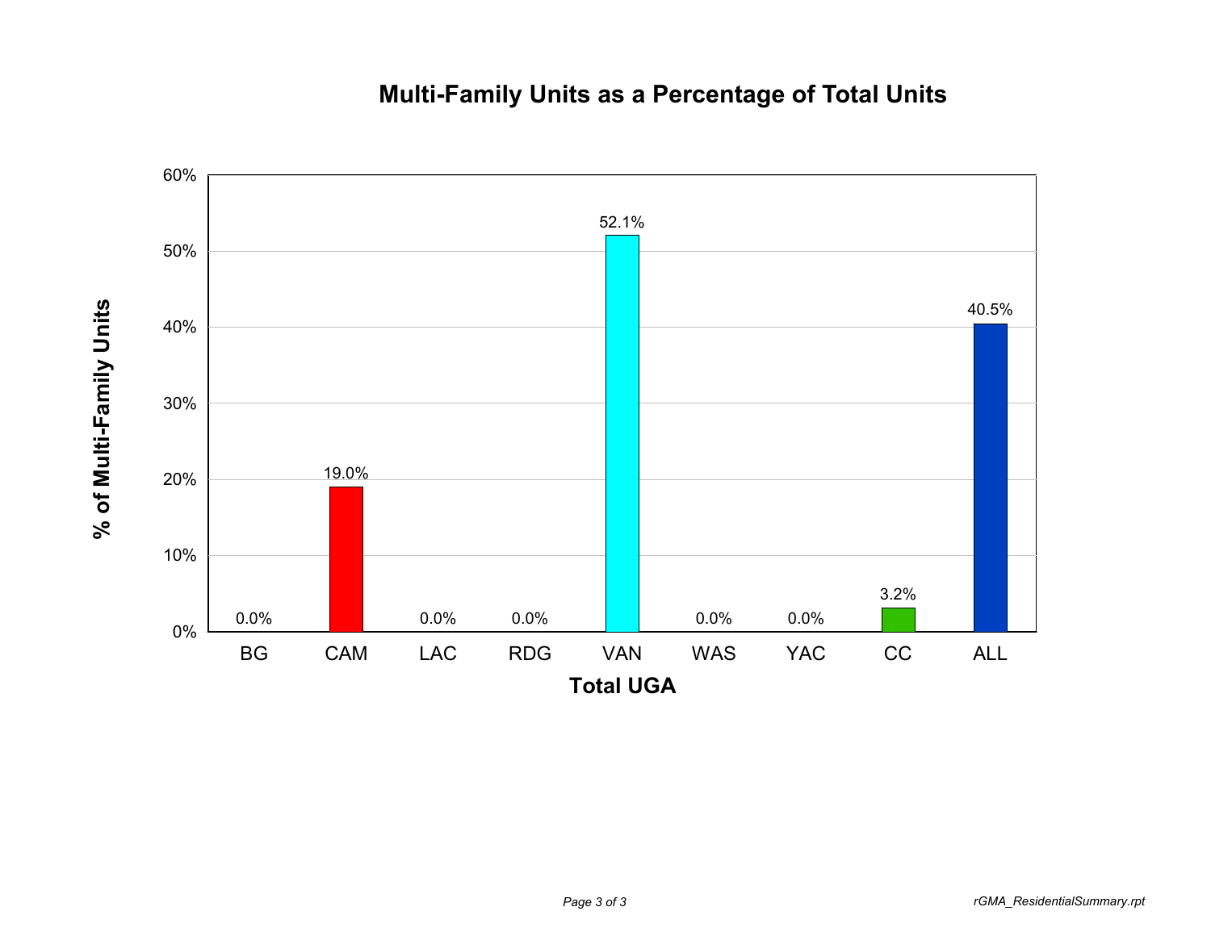## Multi-Family Units as a Percentage of Total Units

% of Multi-Family Units

60%
50%
40%
30%
20%
10%
0%

0.0%
19.0%
0.0%
0.0%
52.1%
0.0%
0.0%
3.2%
40.5%

BG
CAM
LAC
RDG
VAN
WAS
YAC
CC
ALL

Total UGA

*rGMA_ResidentialSummary.rpt*